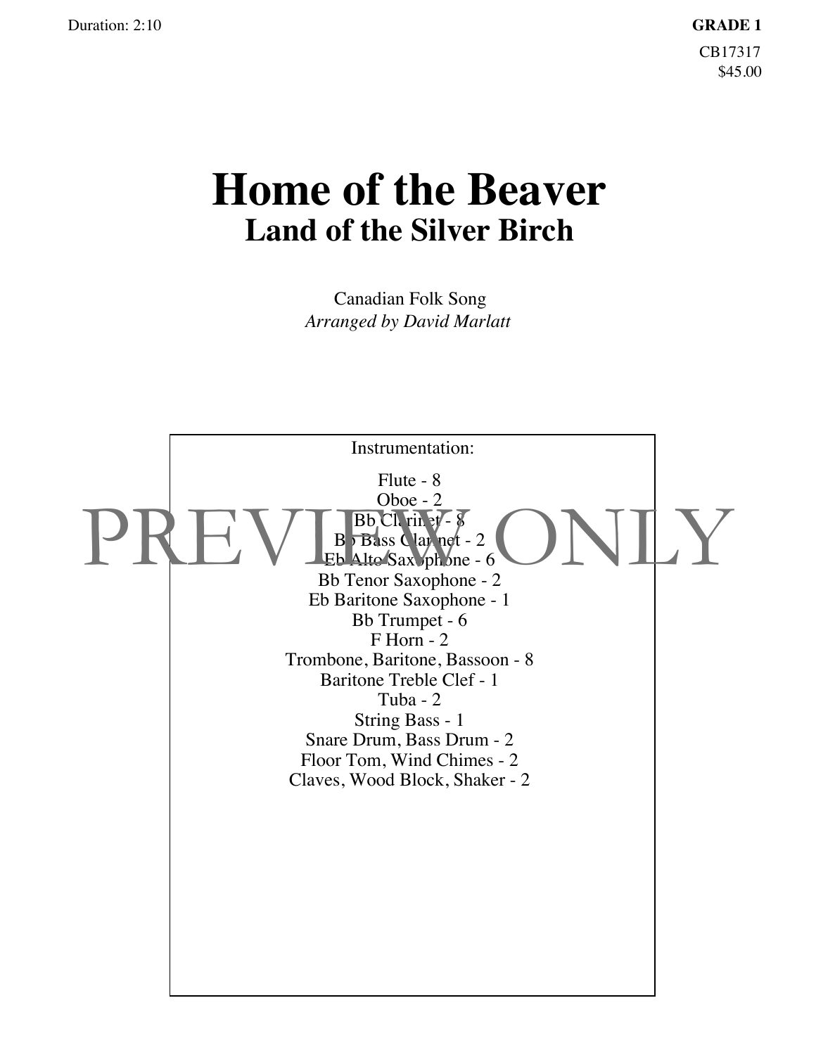Duration: 2:10

**GRADE 1**

CB17317
$45.00

# Home of the Beaver
## Land of the Silver Birch

Canadian Folk Song
*Arranged by David Marlatt*

PREVIEW ONLY

Instrumentation:

Flute - 8
Oboe - 2
Bb Clarinet - 8
Bb Bass Clarinet - 2
Eb Alto Saxophone - 6
Bb Tenor Saxophone - 2
Eb Baritone Saxophone - 1
Bb Trumpet - 6
F Horn - 2
Trombone, Baritone, Bassoon - 8
Baritone Treble Clef - 1
Tuba - 2
String Bass - 1
Snare Drum, Bass Drum - 2
Floor Tom, Wind Chimes - 2
Claves, Wood Block, Shaker - 2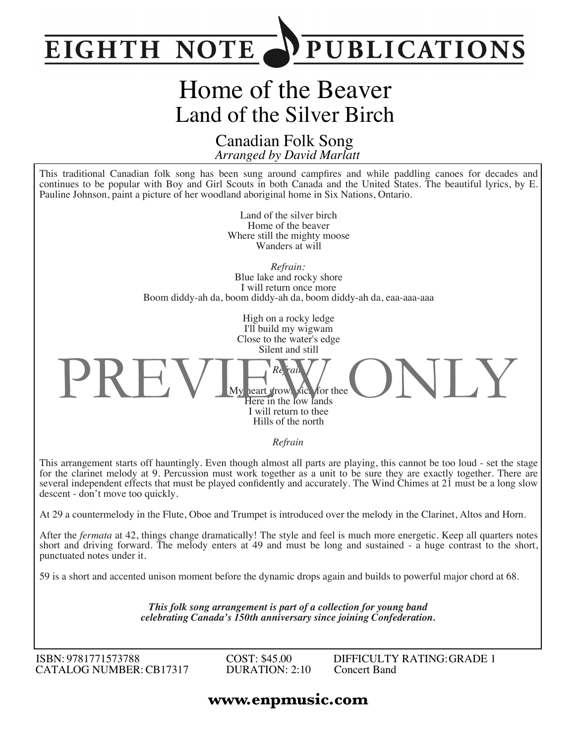# EIGHTH NOTE PUBLICATIONS

# Home of the Beaver
## Land of the Silver Birch

### Canadian Folk Song
*Arranged by David Marlatt*

This traditional Canadian folk song has been sung around campfires and while paddling canoes for decades and continues to be popular with Boy and Girl Scouts in both Canada and the United States. The beautiful lyrics, by E. Pauline Johnson, paint a picture of her woodland aboriginal home in Six Nations, Ontario.

Land of the silver birch
Home of the beaver
Where still the mighty moose
Wanders at will

*Refrain:*
Blue lake and rocky shore
I will return once more
Boom diddy-ah da, boom diddy-ah da, boom diddy-ah da, eaa-aaa-aaa

High on a rocky ledge
I'll build my wigwam
Close to the water's edge
Silent and still

*Refrain*

My heart grows sick for thee
Here in the low lands
I will return to thee
Hills of the north

*Refrain*

This arrangement starts off hauntingly. Even though almost all parts are playing, this cannot be too loud - set the stage for the clarinet melody at 9. Percussion must work together as a unit to be sure they are exactly together. There are several independent effects that must be played confidently and accurately. The Wind Chimes at 21 must be a long slow descent - don't move too quickly.

At 29 a countermelody in the Flute, Oboe and Trumpet is introduced over the melody in the Clarinet, Altos and Horn.

After the *fermata* at 42, things change dramatically! The style and feel is much more energetic. Keep all quarters notes short and driving forward. The melody enters at 49 and must be long and sustained - a huge contrast to the short, punctuated notes under it.

59 is a short and accented unison moment before the dynamic drops again and builds to powerful major chord at 68.

***This folk song arrangement is part of a collection for young band celebrating Canada's 150th anniversary since joining Confederation.***

| | | |
|---|---|---|
| ISBN: 9781771573788 | COST: $45.00 | DIFFICULTY RATING: GRADE 1 |
| CATALOG NUMBER: CB17317 | DURATION: 2:10 | Concert Band |

**www.enpmusic.com**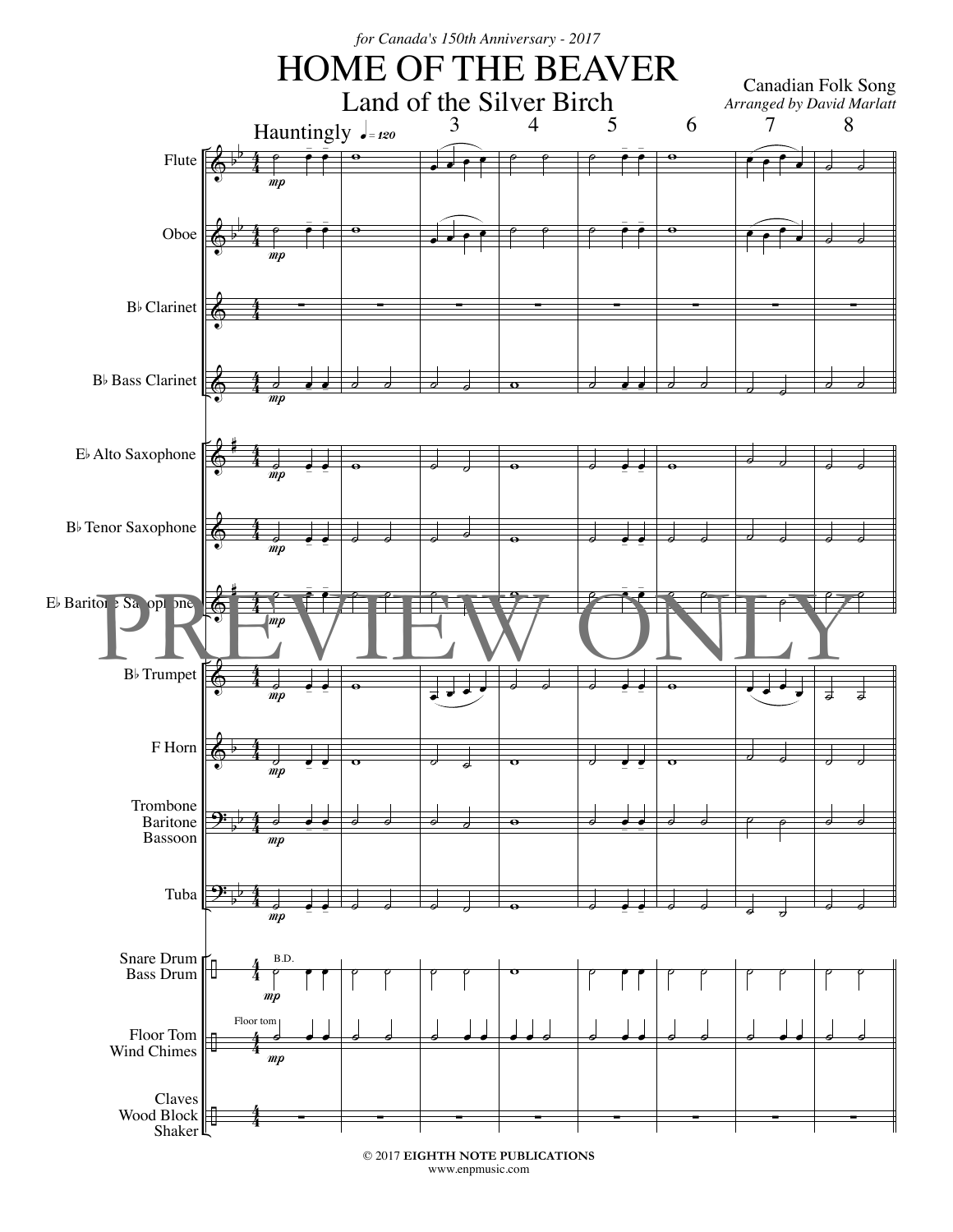*for Canada's 150th Anniversary - 2017*

# HOME OF THE BEAVER

## Land of the Silver Birch

Canadian Folk Song
*Arranged by David Marlatt*

Hauntingly ♩= 120

© 2017 **EIGHTH NOTE PUBLICATIONS**
www.enpmusic.com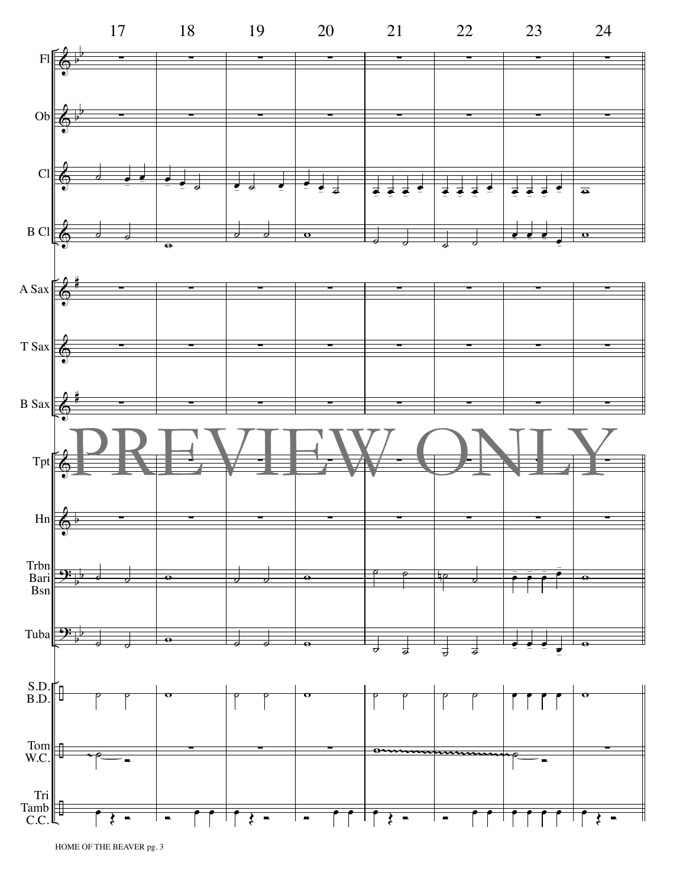17 18 19 20 21 22 23 24

Fl

Ob

Cl

B Cl

A Sax

T Sax

B Sax

PREVIEW ONLY

Tpt

Hn

Trbn
Bari
Bsn

Tuba

S.D.
B.D.

Tom
W.C.

Tri
Tamb
C.C.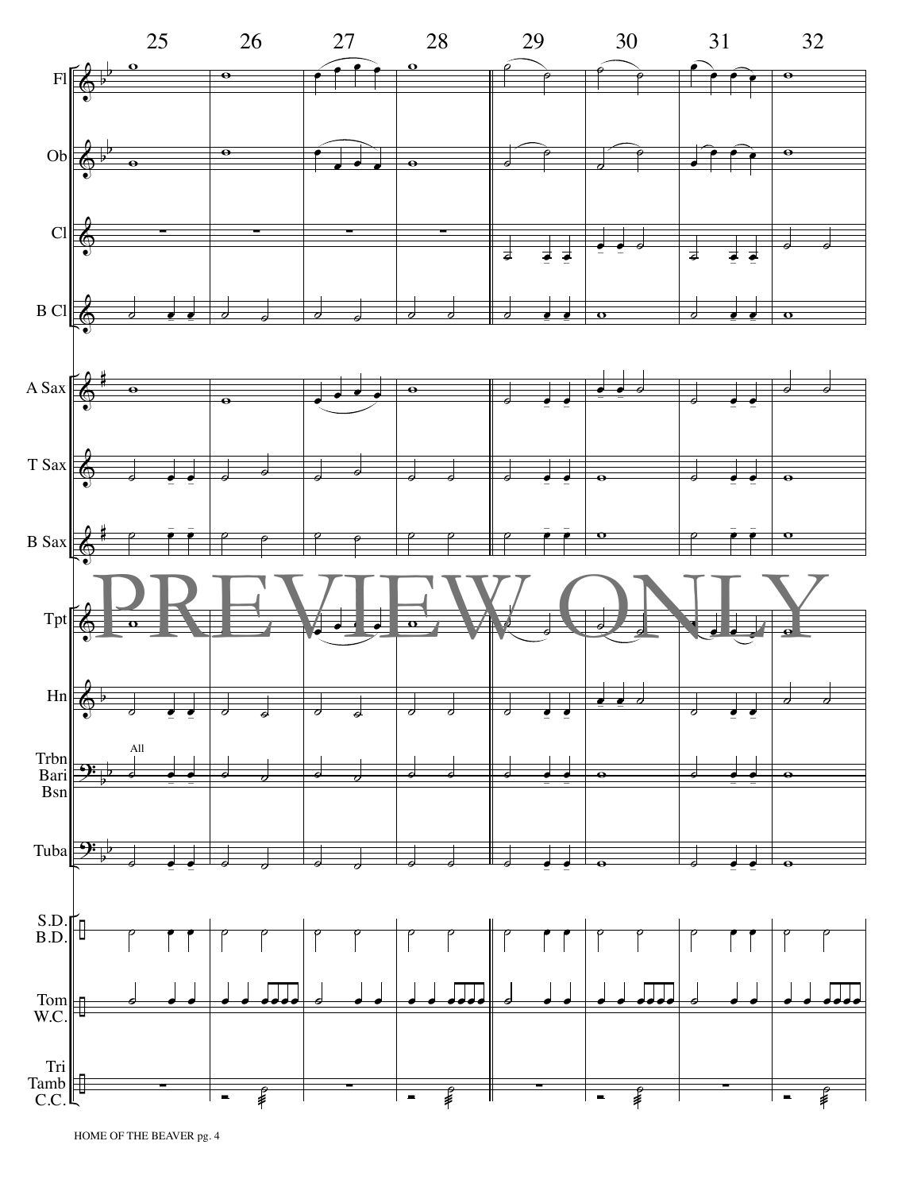25 26 27 28 29 30 31 32

Fl

Ob

Cl

B Cl

A Sax

T Sax

B Sax

PREVIEW ONLY

Tpt

Hn

All

Trbn Bari Bsn

Tuba

S.D. B.D.

Tom W.C.

Tri Tamb C.C.

HOME OF THE BEAVER pg. 4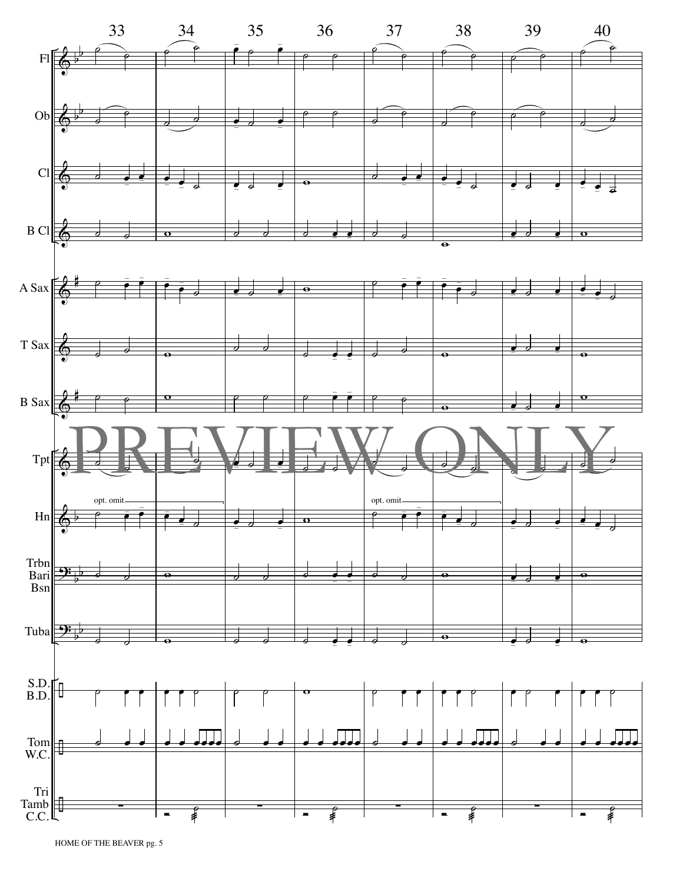33 34 35 36 37 38 39 40

Fl

Ob

Cl

B Cl

A Sax

T Sax

B Sax

PREVIEW ONLY

Tpt

opt. omit

opt. omit

Hn

Trbn
Bari
Bsn

Tuba

S.D.
B.D.

Tom
W.C.

Tri
Tamb
C.C.

HOME OF THE BEAVER pg. 5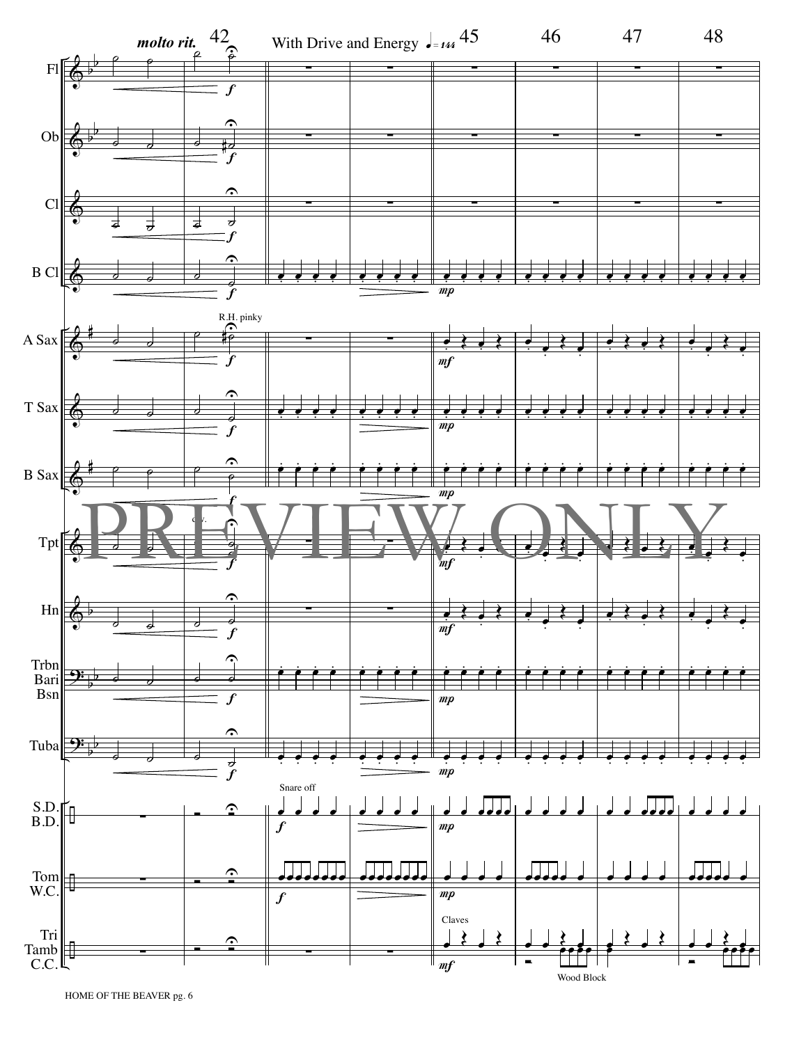*molto rit.* 42 With Drive and Energy ♩= 144 45 46 47 48

Fl

Ob

Cl

B Cl

R.H. pinky

A Sax

T Sax

B Sax

Tpt

Hn

Trbn
Bari
Bsn

Tuba

Snare off

S.D.
B.D.

Tom
W.C.

Claves

Tri
Tamb
C.C.

Wood Block

PREVIEW ONLY

HOME OF THE BEAVER pg. 6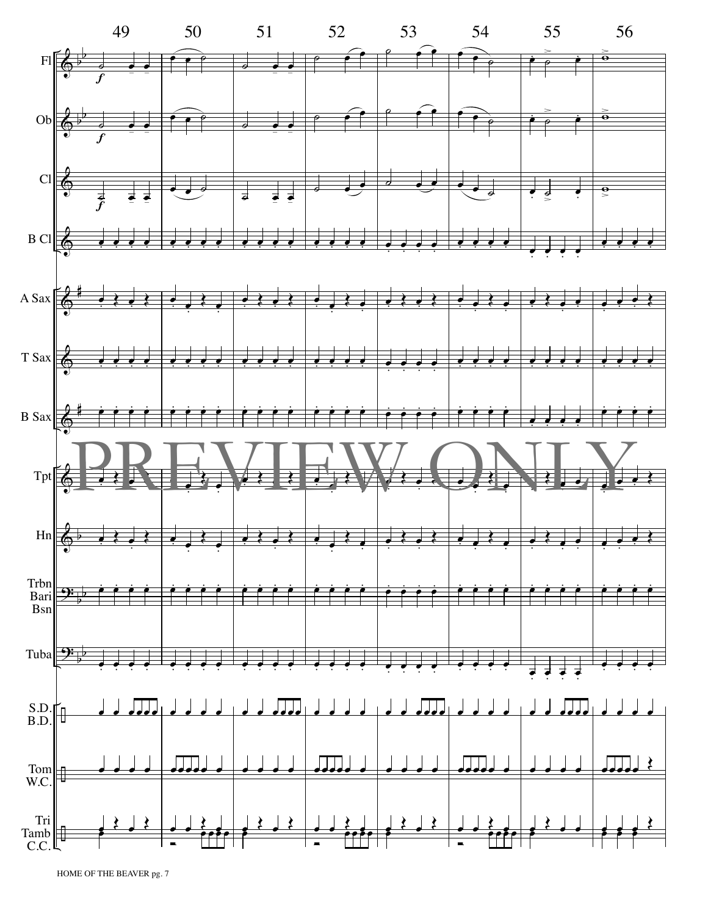49 50 51 52 53 54 55 56

Fl

Ob

Cl

B Cl

A Sax

T Sax

B Sax

PREVIEW ONLY

Tpt

Hn

Trbn
Bari
Bsn

Tuba

S.D.
B.D.

Tom
W.C.

Tri
Tamb
C.C.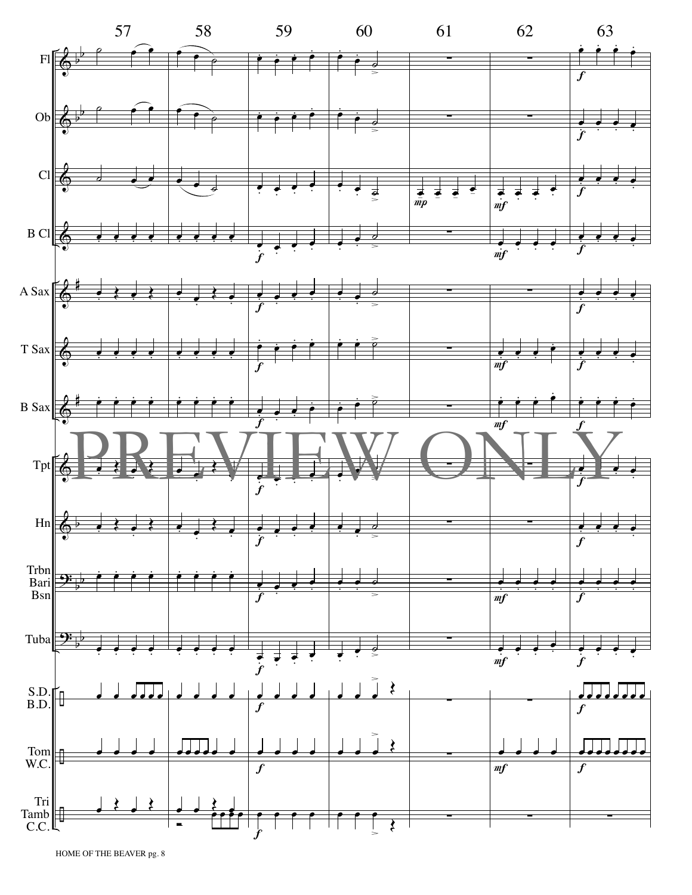57 58 59 60 61 62 63

Fl

Ob

Cl

B Cl

A Sax

T Sax

B Sax

PREVIEW ONLY

Tpt

Hn

Trbn
Bari
Bsn

Tuba

S.D.
B.D.

Tom
W.C.

Tri
Tamb
C.C.

HOME OF THE BEAVER pg. 8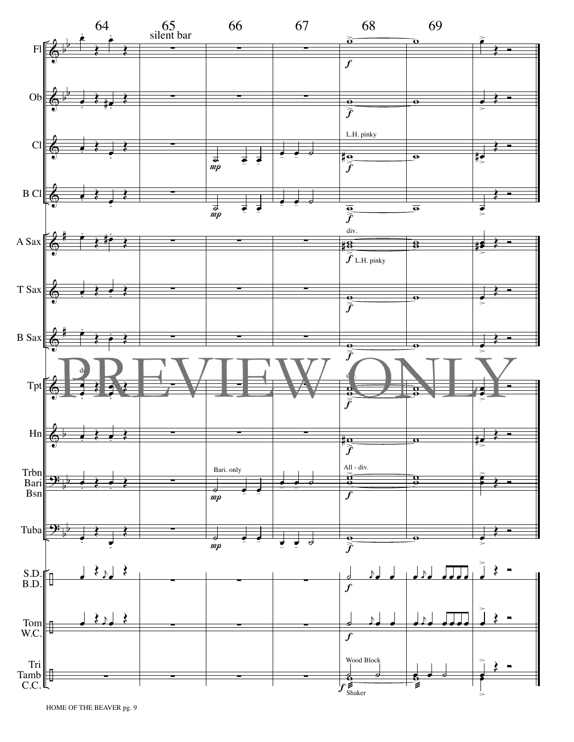64 65 66 67 68 69

silent bar

Fl

Ob

Cl

L.H. pinky

B Cl

A Sax

div.

L.H. pinky

T Sax

B Sax

PREVIEW ONLY

Tpt

div.

div.

Hn

Trbn Bari Bsn

Bari. only

All - div.

Tuba

S.D. B.D.

Tom W.C.

Tri Tamb C.C.

Wood Block

Shaker

HOME OF THE BEAVER pg. 9